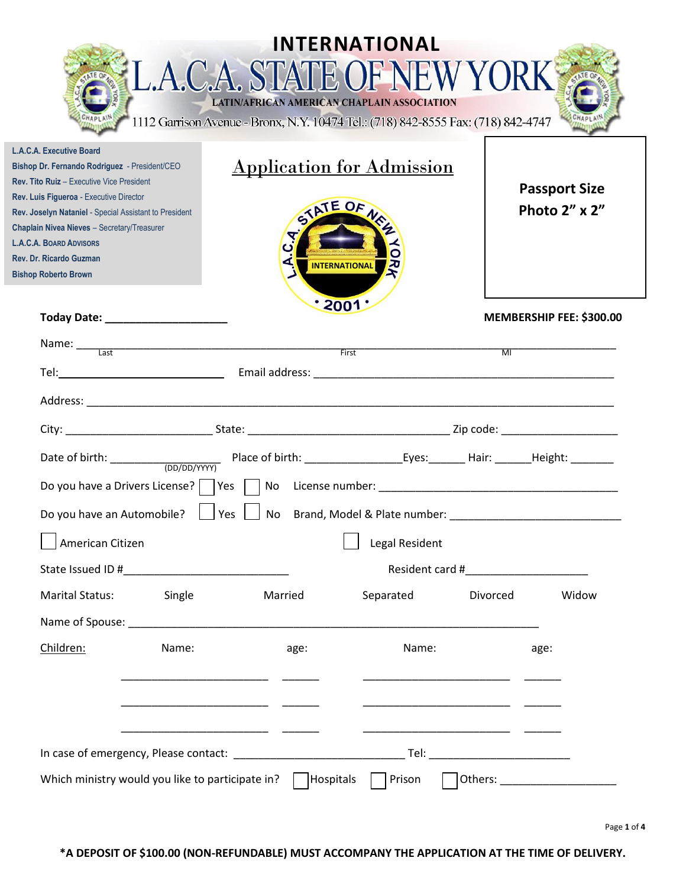# INTERNATIONAL L.A.C.A. STATE OF NEW YORK

**LATIN/AFRICAN AMERICAN CHAPLAIN ASSOCIATION**

1112 Garrison Avenue - Bronx, N.Y. 10474 Tel.: (718) 842-8555 Fax: (718) 842-4747

**L.A.C.A. Executive Board**
**Bishop Dr. Fernando Rodriguez** - President/CEO
**Rev. Tito Ruiz** – Executive Vice President
**Rev. Luis Figueroa** - Executive Director
**Rev. Joselyn Nataniel** - Special Assistant to President
**Chaplain Nivea Nieves** – Secretary/Treasurer
**L.A.C.A. Board Advisors**
**Rev. Dr. Ricardo Guzman**
**Bishop Roberto Brown**

## Application for Admission

STATE OF NEW YORK L.A.C.A. INTERNATIONAL • 2001 •

**Passport Size Photo 2" x 2"**

**Today Date: ___________________**

**MEMBERSHIP FEE: $300.00**

Name: ______________________________________________________________________
Last First MI

Tel: __________________________ Email address: _______________________________________________

Address: ______________________________________________________________________________

City: _______________________ State: ________________________________ Zip code: __________________

Date of birth: _________________ (DD/DD/YYYY) Place of birth: _______________ Eyes: ______ Hair: ______ Height: _______

Do you have a Drivers License? ☐ Yes ☐ No License number: _______________________________________

Do you have an Automobile? ☐ Yes ☐ No Brand, Model & Plate number: ___________________________

☐ American Citizen ☐ Legal Resident

State Issued ID #_________________________ Resident card #___________________

Marital Status: Single Married Separated Divorced Widow

Name of Spouse: _______________________________________________________________________

| Children: | Name: | age: | Name: | age: |
|---|---|---|---|---|
| | _______________________ | ______ | _______________________ | ______ |
| | _______________________ | ______ | _______________________ | ______ |
| | _______________________ | ______ | _______________________ | ______ |

In case of emergency, Please contact: ___________________________ Tel: ______________________

Which ministry would you like to participate in? ☐ Hospitals ☐ Prison ☐ Others: __________________

**\*A DEPOSIT OF $100.00 (NON-REFUNDABLE) MUST ACCOMPANY THE APPLICATION AT THE TIME OF DELIVERY.**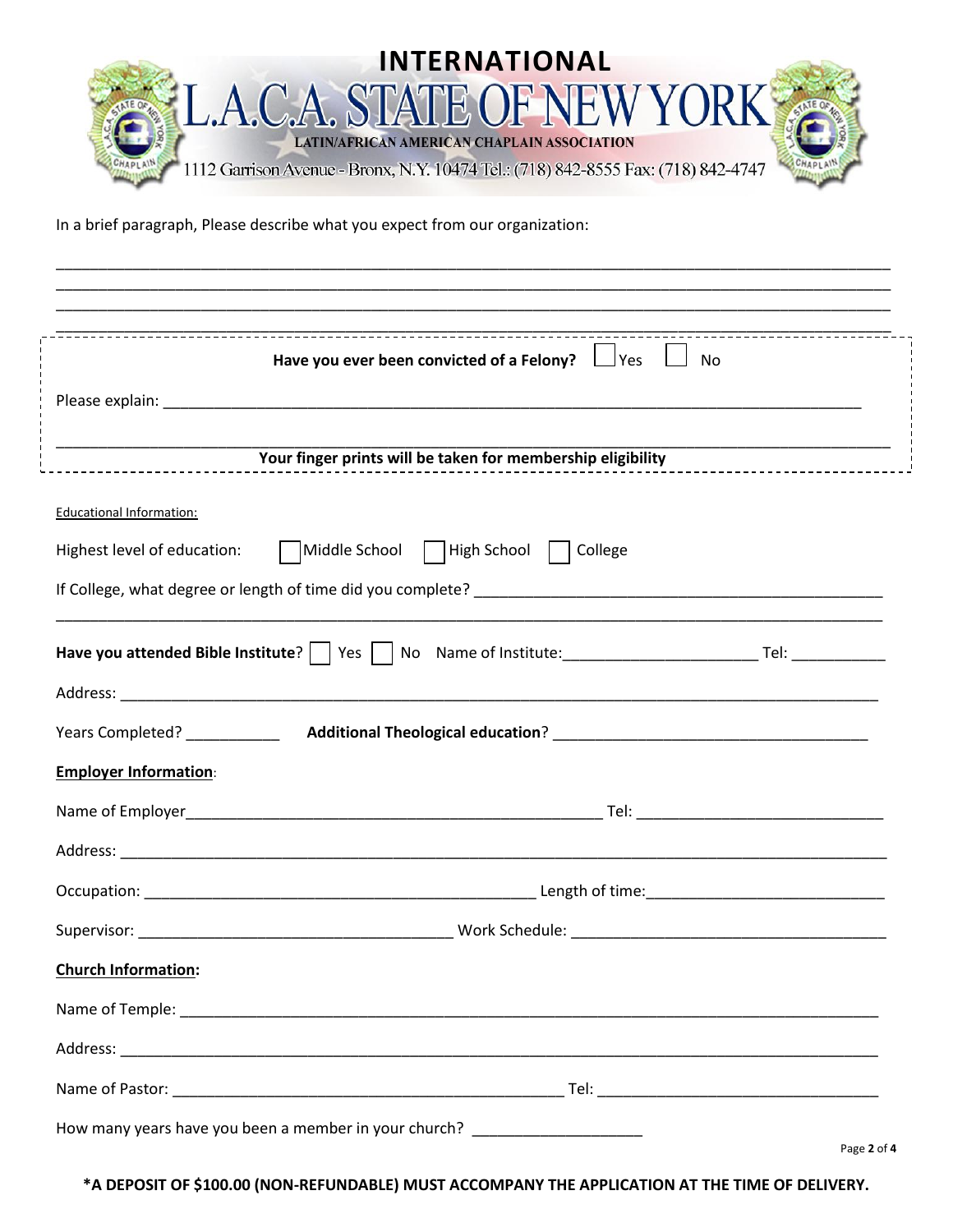# INTERNATIONAL L.A.C.A. STATE OF NEW YORK

**LATIN/AFRICAN AMERICAN CHAPLAIN ASSOCIATION**

1112 Garrison Avenue - Bronx, N.Y. 10474 Tel.: (718) 842-8555 Fax: (718) 842-4747

In a brief paragraph, Please describe what you expect from our organization:

______________________________________________________________________________

______________________________________________________________________________

______________________________________________________________________________

______________________________________________________________________________

**Have you ever been convicted of a Felony?** ☐ Yes ☐ No

Please explain: ______________________________________________________________

______________________________________________________________________________

**Your finger prints will be taken for membership eligibility**

Educational Information:

Highest level of education: ☐ Middle School ☐ High School ☐ College

If College, what degree or length of time did you complete? ______________________

______________________________________________________________________________

**Have you attended Bible Institute**? ☐ Yes ☐ No Name of Institute:______________ Tel: ________

Address: ____________________________________________________________________

Years Completed? __________ **Additional Theological education**? _____________________

**Employer Information**:

Name of Employer_________________________________ Tel: _____________________

Address: ____________________________________________________________________

Occupation: ______________________________ Length of time:_____________________

Supervisor: __________________________ Work Schedule: ________________________

**Church Information:**

Name of Temple: _____________________________________________________________

Address: ____________________________________________________________________

Name of Pastor: ______________________________ Tel: __________________________

How many years have you been a member in your church? ______________

**\*A DEPOSIT OF $100.00 (NON-REFUNDABLE) MUST ACCOMPANY THE APPLICATION AT THE TIME OF DELIVERY.**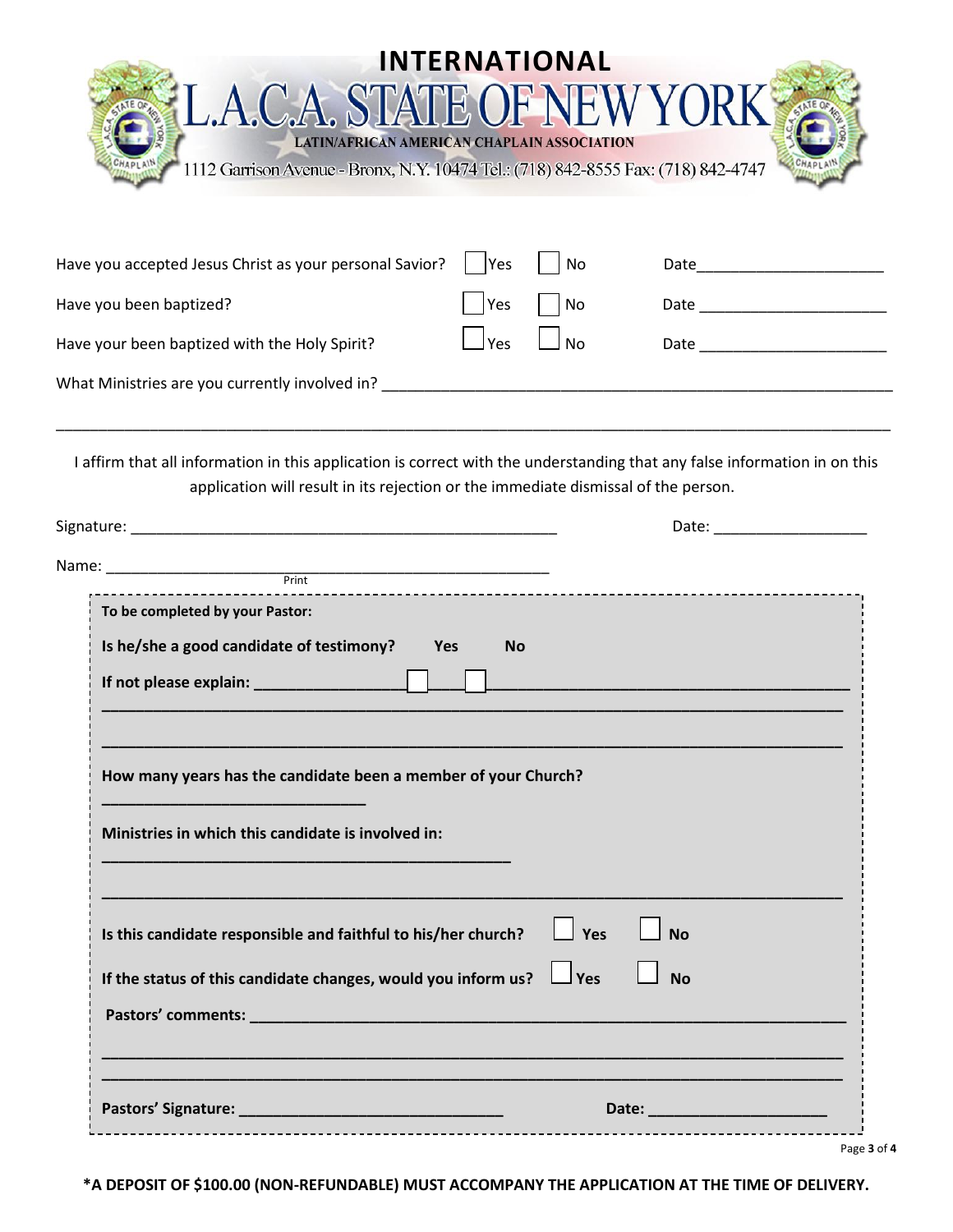# INTERNATIONAL

# L.A.C.A. STATE OF NEW YORK

**LATIN/AFRICAN AMERICAN CHAPLAIN ASSOCIATION**

1112 Garrison Avenue - Bronx, N.Y. 10474 Tel.: (718) 842-8555 Fax: (718) 842-4747

Have you accepted Jesus Christ as your personal Savior? ☐ Yes ☐ No Date_____________________

Have you been baptized? ☐ Yes ☐ No Date _____________________

Have your been baptized with the Holy Spirit? ☐ Yes ☐ No Date _____________________

What Ministries are you currently involved in? ____________________________________________________________

______________________________________________________________________________________________

I affirm that all information in this application is correct with the understanding that any false information in on this application will result in its rejection or the immediate dismissal of the person.

Signature: _______________________________________________ Date: _________________

Name: _________________________________________________
Print

---

**To be completed by your Pastor:**

**Is he/she a good candidate of testimony? Yes ☐ No ☐**

**If not please explain: ________________________________________________________________**

**______________________________________________________________________________**

**______________________________________________________________________________**

**How many years has the candidate been a member of your Church?**

**_____________________________**

**Ministries in which this candidate is involved in:**

**_____________________________________________**

**______________________________________________________________________________**

**Is this candidate responsible and faithful to his/her church? ☐ Yes ☐ No**

**If the status of this candidate changes, would you inform us? ☐ Yes ☐ No**

**Pastors' comments: ____________________________________________________________**

**______________________________________________________________________________**

**______________________________________________________________________________**

**Pastors' Signature: ____________________________ Date: ____________________**

---

**\*A DEPOSIT OF $100.00 (NON-REFUNDABLE) MUST ACCOMPANY THE APPLICATION AT THE TIME OF DELIVERY.**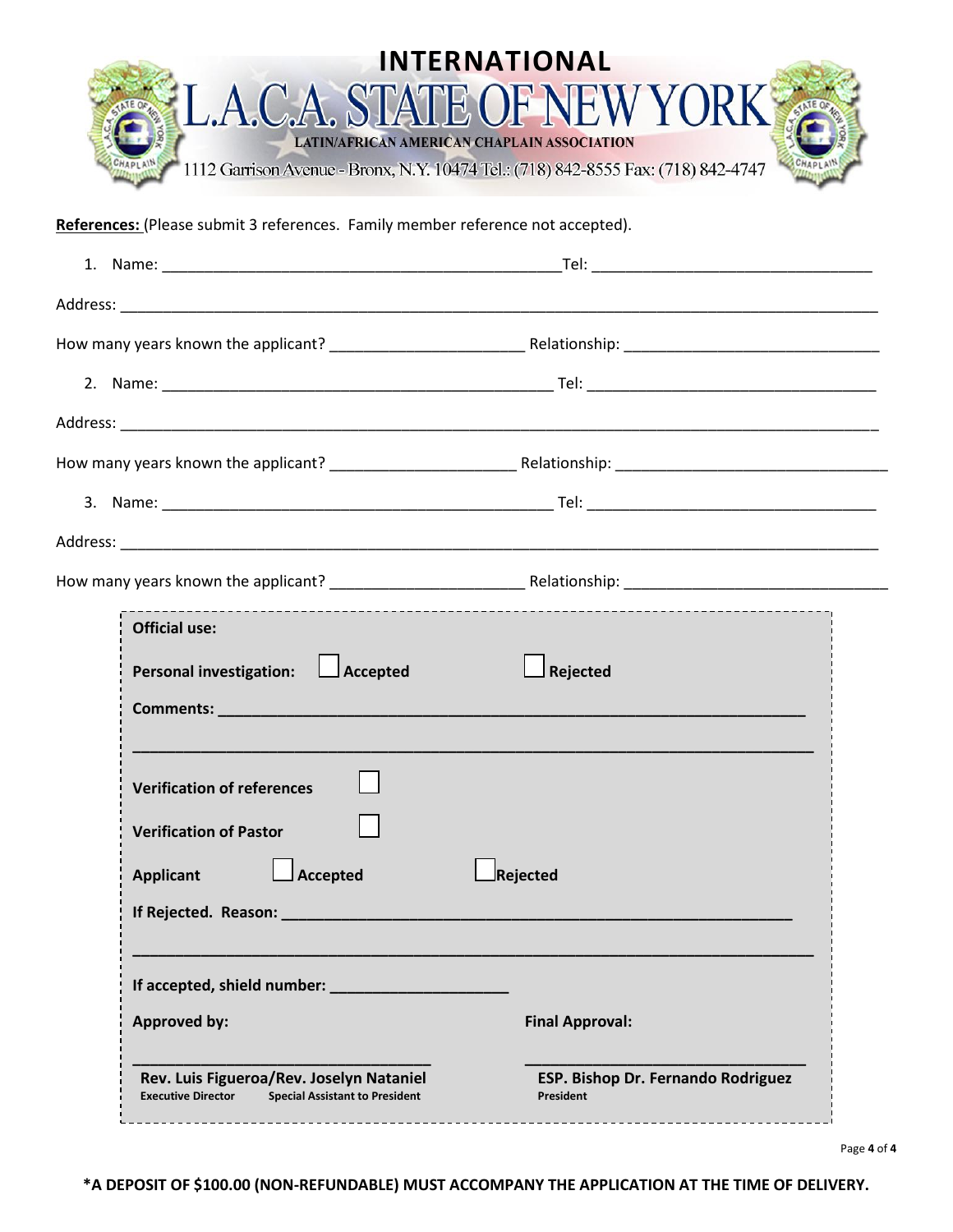# INTERNATIONAL

# L.A.C.A. STATE OF NEW YORK

**LATIN/AFRICAN AMERICAN CHAPLAIN ASSOCIATION**

1112 Garrison Avenue - Bronx, N.Y. 10474 Tel.: (718) 842-8555 Fax: (718) 842-4747

**References:** (Please submit 3 references. Family member reference not accepted).

1. Name: _______________________________________________Tel: ________________________________

Address: ___________________________________________________________________________________________

How many years known the applicant? ______________________ Relationship: _____________________________

2. Name: _______________________________________________ Tel: _________________________________

Address: ___________________________________________________________________________________________

How many years known the applicant? _____________________ Relationship: _______________________________

3. Name: _______________________________________________ Tel: _________________________________

Address: ___________________________________________________________________________________________

How many years known the applicant? ______________________ Relationship: ______________________________

---

**Official use:**

**Personal investigation:** ☐ **Accepted** ☐ **Rejected**

**Comments:** ____________________________________________________________________

________________________________________________________________________________

**Verification of references** ☐

**Verification of Pastor** ☐

**Applicant** ☐ **Accepted** ☐ **Rejected**

**If Rejected. Reason:** ___________________________________________________________

________________________________________________________________________________

**If accepted, shield number:** ____________________

**Approved by:**

_________________________________

**Rev. Luis Figueroa/Rev. Joselyn Nataniel**
**Executive Director** **Special Assistant to President**

**Final Approval:**

_________________________________

**ESP. Bishop Dr. Fernando Rodriguez**
**President**

---

**\*A DEPOSIT OF $100.00 (NON-REFUNDABLE) MUST ACCOMPANY THE APPLICATION AT THE TIME OF DELIVERY.**